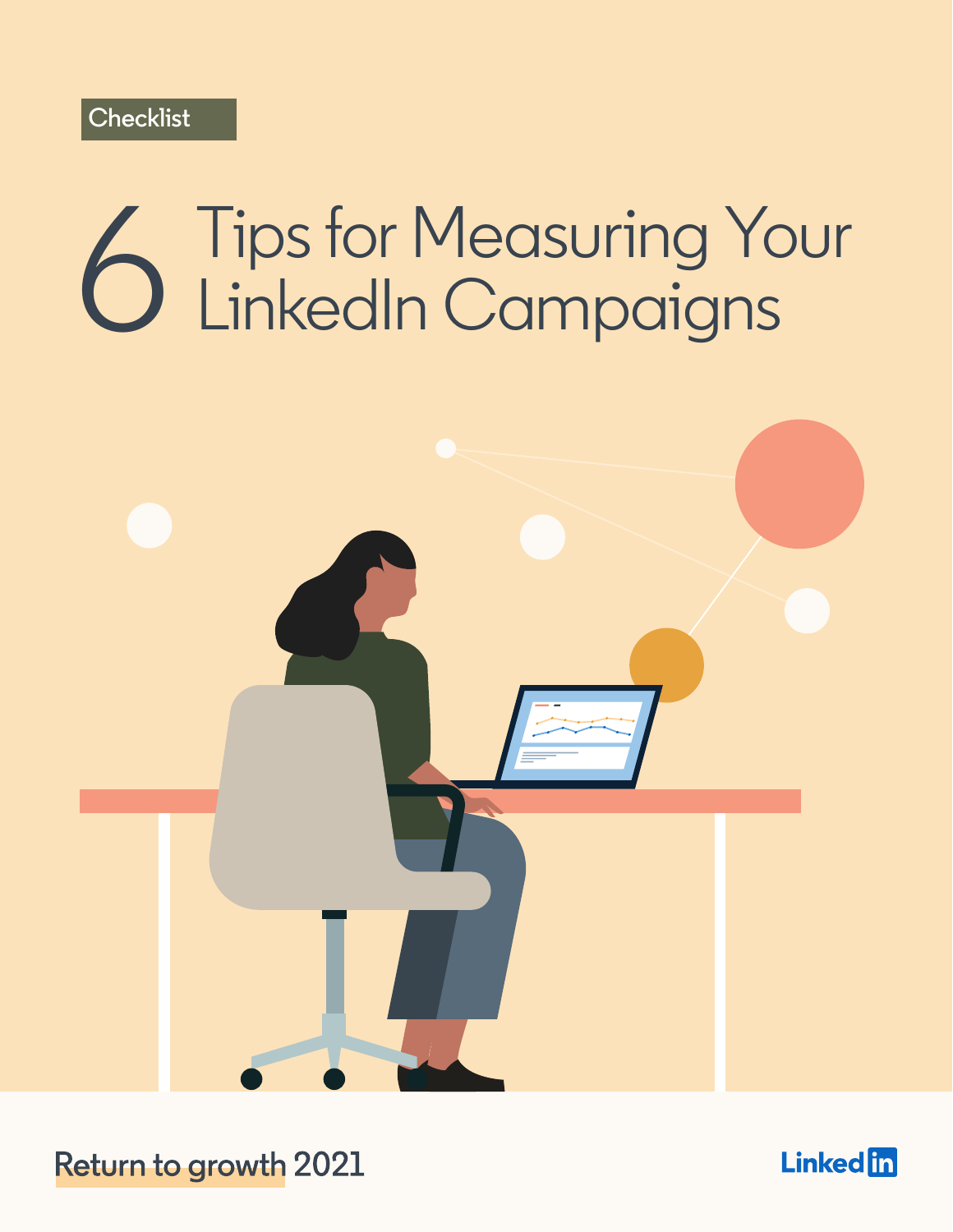Checklist

# 6 Tips for Measuring Your LinkedIn Campaigns

Return to growth 2021

LinkedIn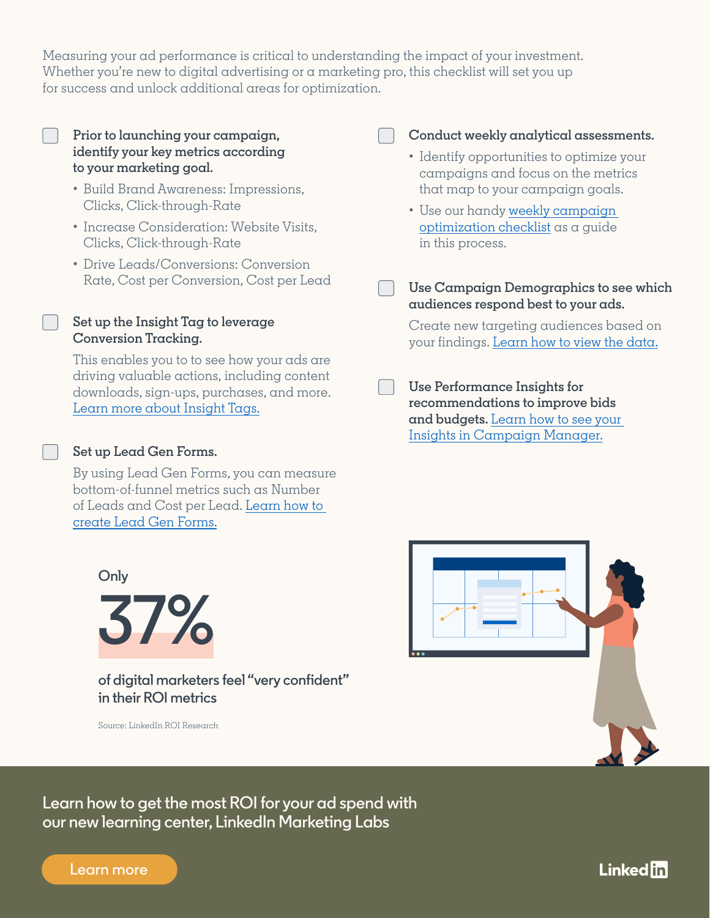Measuring your ad performance is critical to understanding the impact of your investment. Whether you're new to digital advertising or a marketing pro, this checklist will set you up for success and unlock additional areas for optimization.

- [ ] **Prior to launching your campaign, identify your key metrics according to your marketing goal.**
  - Build Brand Awareness: Impressions, Clicks, Click-through-Rate
  - Increase Consideration: Website Visits, Clicks, Click-through-Rate
  - Drive Leads/Conversions: Conversion Rate, Cost per Conversion, Cost per Lead

- [ ] **Set up the Insight Tag to leverage Conversion Tracking.**

  This enables you to to see how your ads are driving valuable actions, including content downloads, sign-ups, purchases, and more. Learn more about Insight Tags.

- [ ] **Set up Lead Gen Forms.**

  By using Lead Gen Forms, you can measure bottom-of-funnel metrics such as Number of Leads and Cost per Lead. Learn how to create Lead Gen Forms.

Only

**37%**

of digital marketers feel "very confident" in their ROI metrics

Source: LinkedIn ROI Research

- [ ] **Conduct weekly analytical assessments.**
  - Identify opportunities to optimize your campaigns and focus on the metrics that map to your campaign goals.
  - Use our handy weekly campaign optimization checklist as a guide in this process.

- [ ] **Use Campaign Demographics to see which audiences respond best to your ads.**

  Create new targeting audiences based on your findings. Learn how to view the data.

- [ ] **Use Performance Insights for recommendations to improve bids and budgets.** Learn how to see your Insights in Campaign Manager.

Learn how to get the most ROI for your ad spend with our new learning center, LinkedIn Marketing Labs

Learn more

LinkedIn